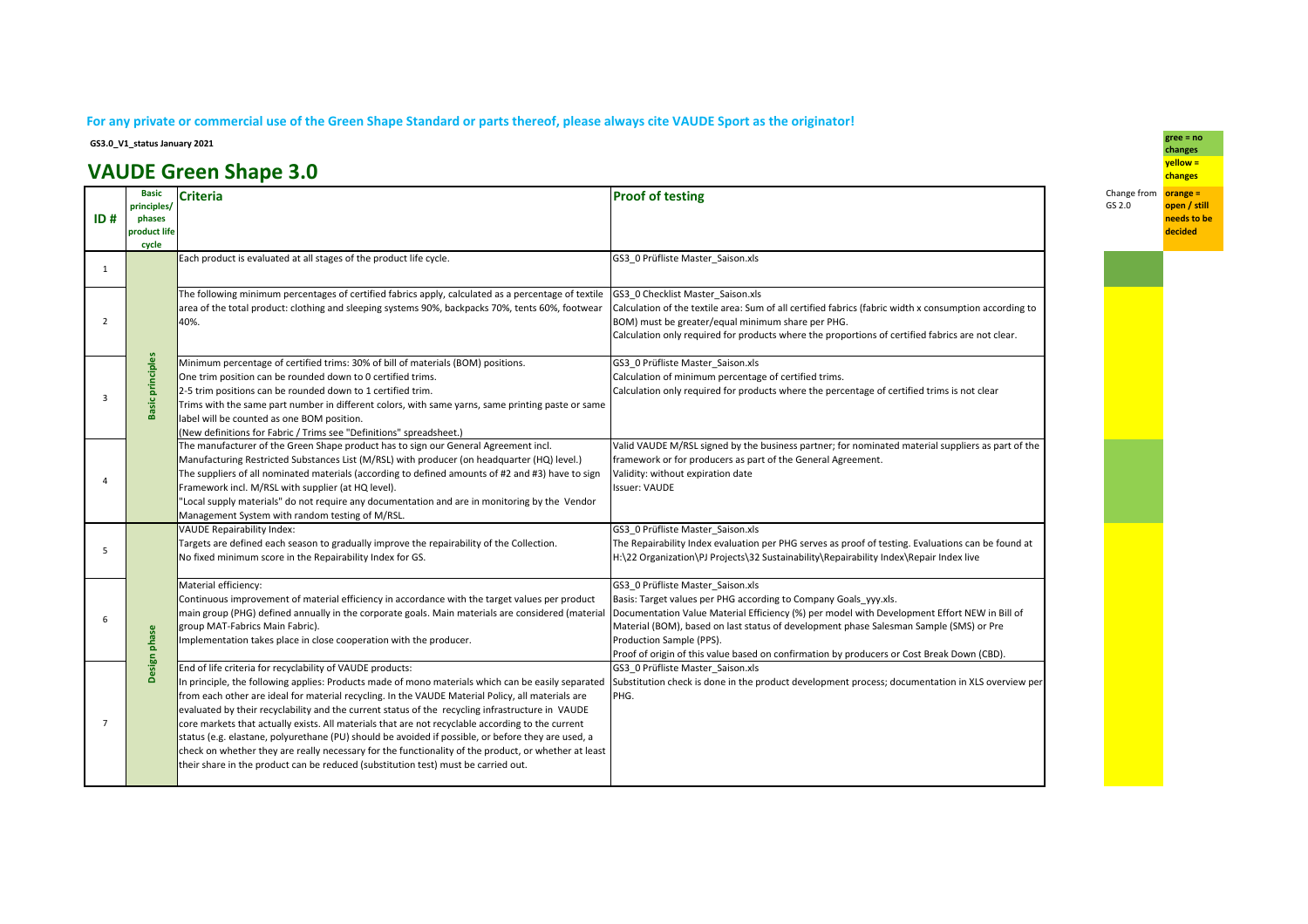**For any private or commercial use of the Green Shape Standard or parts thereof, please always cite VAUDE Sport as the originator!**

**GS3.0_V1_status January 2021**

# VAUDE Green Shape 3.0

| ID # | Basic principles/ phases product life cycle | Criteria | Proof of testing | Change from GS 2.0 |
|---|---|---|---|---|
| 1 | Basic principles | Each product is evaluated at all stages of the product life cycle. | GS3_0 Prüfliste Master_Saison.xls | green |
| 2 | Basic principles | The following minimum percentages of certified fabrics apply, calculated as a percentage of textile area of the total product: clothing and sleeping systems 90%, backpacks 70%, tents 60%, footwear 40%. | GS3_0 Checklist Master_Saison.xls<br>Calculation of the textile area: Sum of all certified fabrics (fabric width x consumption according to BOM) must be greater/equal minimum share per PHG.<br>Calculation only required for products where the proportions of certified fabrics are not clear. | yellow |
| 3 | Basic principles | Minimum percentage of certified trims: 30% of bill of materials (BOM) positions.<br>One trim position can be rounded down to 0 certified trims.<br>2-5 trim positions can be rounded down to 1 certified trim.<br>Trims with the same part number in different colors, with same yarns, same printing paste or same label will be counted as one BOM position.<br>(New definitions for Fabric / Trims see "Definitions" spreadsheet.) | GS3_0 Prüfliste Master_Saison.xls<br>Calculation of minimum percentage of certified trims.<br>Calculation only required for products where the percentage of certified trims is not clear | yellow |
| 4 | Basic principles | The manufacturer of the Green Shape product has to sign our General Agreement incl. Manufacturing Restricted Substances List (M/RSL) with producer (on headquarter (HQ) level.)<br>The suppliers of all nominated materials (according to defined amounts of #2 and #3) have to sign Framework incl. M/RSL with supplier (at HQ level).<br>"Local supply materials" do not require any documentation and are in monitoring by the Vendor Management System with random testing of M/RSL. | Valid VAUDE M/RSL signed by the business partner; for nominated material suppliers as part of the framework or for producers as part of the General Agreement.<br>Validity: without expiration date<br>Issuer: VAUDE | green |
| 5 | Design phase | VAUDE Repairability Index:<br>Targets are defined each season to gradually improve the repairability of the Collection.<br>No fixed minimum score in the Repairability Index for GS. | GS3_0 Prüfliste Master_Saison.xls<br>The Repairability Index evaluation per PHG serves as proof of testing. Evaluations can be found at H:\22 Organization\PJ Projects\32 Sustainability\Repairability Index\Repair Index live | yellow |
| 6 | Design phase | Material efficiency:<br>Continuous improvement of material efficiency in accordance with the target values per product main group (PHG) defined annually in the corporate goals. Main materials are considered (material group MAT-Fabrics Main Fabric).<br>Implementation takes place in close cooperation with the producer. | GS3_0 Prüfliste Master_Saison.xls<br>Basis: Target values per PHG according to Company Goals_yyy.xls.<br>Documentation Value Material Efficiency (%) per model with Development Effort NEW in Bill of Material (BOM), based on last status of development phase Salesman Sample (SMS) or Pre Production Sample (PPS).<br>Proof of origin of this value based on confirmation by producers or Cost Break Down (CBD). | yellow |
| 7 | Design phase | End of life criteria for recyclability of VAUDE products:<br>In principle, the following applies: Products made of mono materials which can be easily separated from each other are ideal for material recycling. In the VAUDE Material Policy, all materials are evaluated by their recyclability and the current status of the recycling infrastructure in VAUDE core markets that actually exists. All materials that are not recyclable according to the current status (e.g. elastane, polyurethane (PU) should be avoided if possible, or before they are used, a check on whether they are really necessary for the functionality of the product, or whether at least their share in the product can be reduced (substitution test) must be carried out. | GS3_0 Prüfliste Master_Saison.xls<br>Substitution check is done in the product development process; documentation in XLS overview per PHG. | yellow |

**Legend:**
- **gree = no changes**
- **yellow = changes**
- **orange = open / still needs to be decided**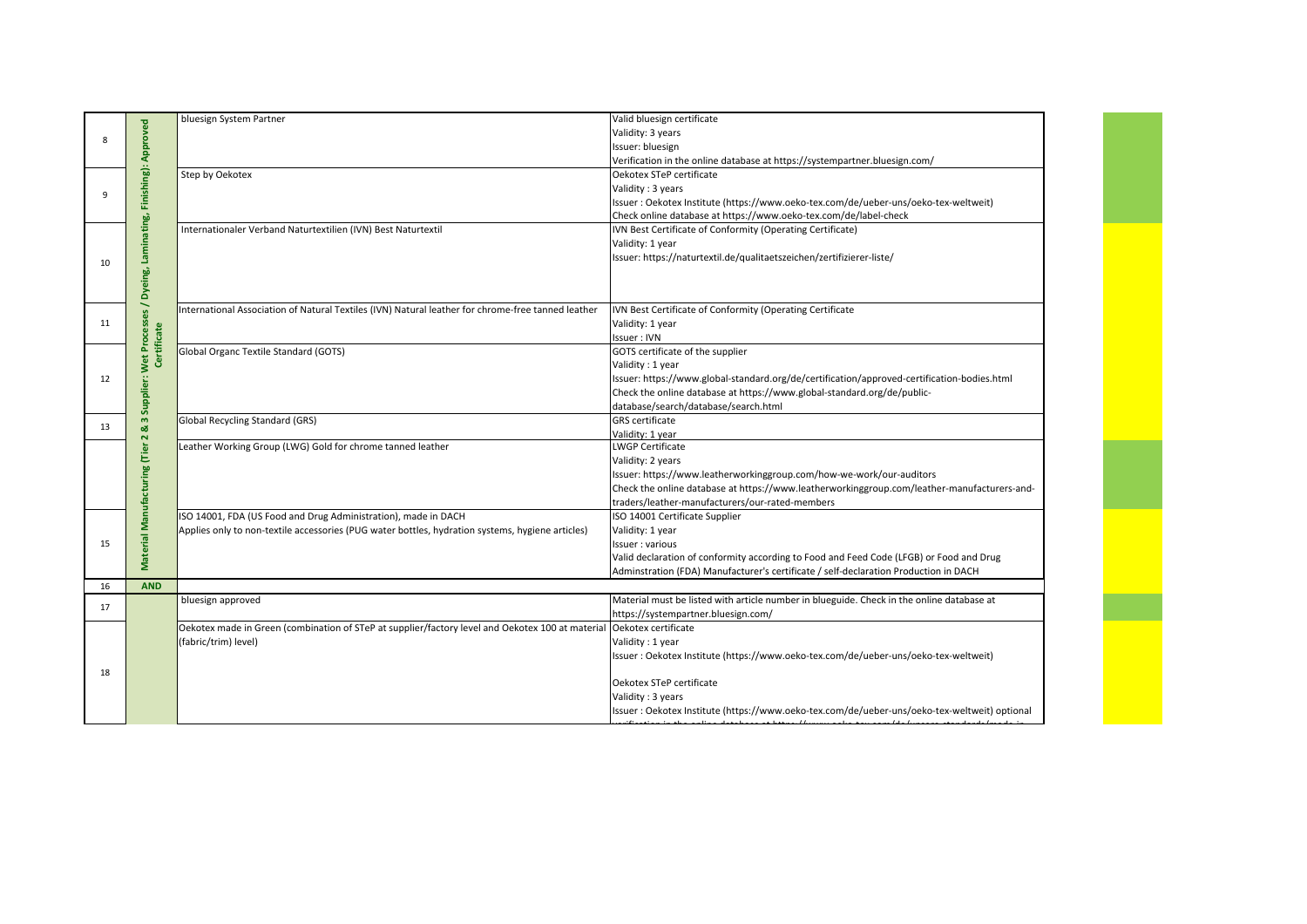| | | | |
|---|---|---|---|
| 8 | Material Manufacturing (Tier 2 & 3 Supplier: Wet Processes / Dyeing, Laminating, Finishing): Approved Certificate | bluesign System Partner | Valid bluesign certificate<br>Validity: 3 years<br>Issuer: bluesign<br>Verification in the online database at https://systempartner.bluesign.com/ |
| 9 | | Step by Oekotex | Oekotex STeP certificate<br>Validity : 3 years<br>Issuer : Oekotex Institute (https://www.oeko-tex.com/de/ueber-uns/oeko-tex-weltweit)<br>Check online database at https://www.oeko-tex.com/de/label-check |
| 10 | | Internationaler Verband Naturtextilien (IVN) Best Naturtextil | IVN Best Certificate of Conformity (Operating Certificate)<br>Validity: 1 year<br>Issuer: https://naturtextil.de/qualitaetszeichen/zertifizierer-liste/ |
| 11 | | International Association of Natural Textiles (IVN) Natural leather for chrome-free tanned leather | IVN Best Certificate of Conformity (Operating Certificate<br>Validity: 1 year<br>Issuer : IVN |
| 12 | | Global Organc Textile Standard (GOTS) | GOTS certificate of the supplier<br>Validity : 1 year<br>Issuer: https://www.global-standard.org/de/certification/approved-certification-bodies.html<br>Check the online database at https://www.global-standard.org/de/public-database/search/database/search.html |
| 13 | | Global Recycling Standard (GRS) | GRS certificate<br>Validity: 1 year |
| | | Leather Working Group (LWG) Gold for chrome tanned leather | LWGP Certificate<br>Validity: 2 years<br>Issuer: https://www.leatherworkinggroup.com/how-we-work/our-auditors<br>Check the online database at https://www.leatherworkinggroup.com/leather-manufacturers-and-traders/leather-manufacturers/our-rated-members |
| 15 | | ISO 14001, FDA (US Food and Drug Administration), made in DACH<br>Applies only to non-textile accessories (PUG water bottles, hydration systems, hygiene articles) | ISO 14001 Certificate Supplier<br>Validity: 1 year<br>Issuer : various<br>Valid declaration of conformity according to Food and Feed Code (LFGB) or Food and Drug Adminstration (FDA) Manufacturer's certificate / self-declaration Production in DACH |
| 16 | **AND** | | |
| 17 | | bluesign approved | Material must be listed with article number in blueguide. Check in the online database at https://systempartner.bluesign.com/ |
| 18 | | Oekotex made in Green (combination of STeP at supplier/factory level and Oekotex 100 at material (fabric/trim) level) | Oekotex certificate<br>Validity : 1 year<br>Issuer : Oekotex Institute (https://www.oeko-tex.com/de/ueber-uns/oeko-tex-weltweit)<br><br>Oekotex STeP certificate<br>Validity : 3 years<br>Issuer : Oekotex Institute (https://www.oeko-tex.com/de/ueber-uns/oeko-tex-weltweit) optional |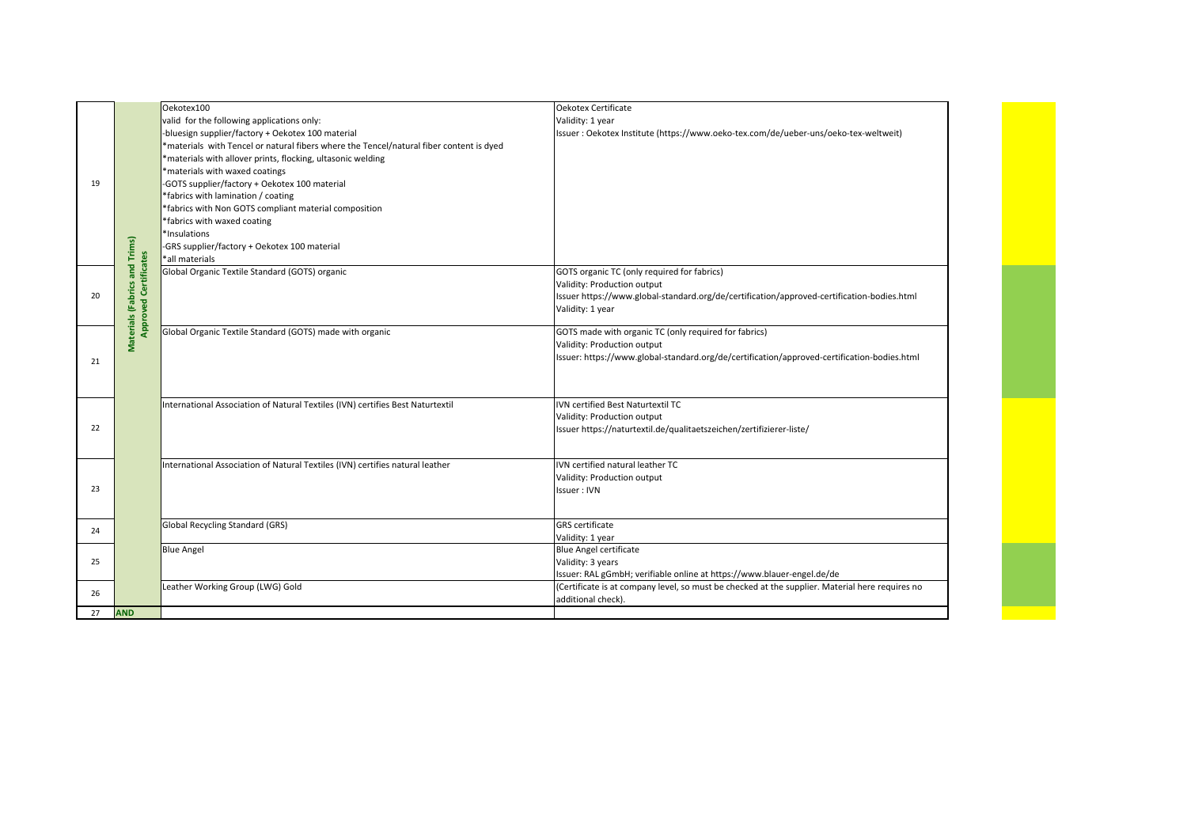| | | | |
|---|---|---|---|
| 19 | Materials (Fabrics and Trims) Approved Certificates | Oekotex100<br>valid for the following applications only:<br>-bluesign supplier/factory + Oekotex 100 material<br>*materials with Tencel or natural fibers where the Tencel/natural fiber content is dyed<br>*materials with allover prints, flocking, ultasonic welding<br>*materials with waxed coatings<br>-GOTS supplier/factory + Oekotex 100 material<br>*fabrics with lamination / coating<br>*fabrics with Non GOTS compliant material composition<br>*fabrics with waxed coating<br>*Insulations<br>-GRS supplier/factory + Oekotex 100 material<br>*all materials | Oekotex Certificate<br>Validity: 1 year<br>Issuer : Oekotex Institute (https://www.oeko-tex.com/de/ueber-uns/oeko-tex-weltweit) |
| 20 | | Global Organic Textile Standard (GOTS) organic | GOTS organic TC (only required for fabrics)<br>Validity: Production output<br>Issuer https://www.global-standard.org/de/certification/approved-certification-bodies.html<br>Validity: 1 year |
| 21 | | Global Organic Textile Standard (GOTS) made with organic | GOTS made with organic TC (only required for fabrics)<br>Validity: Production output<br>Issuer: https://www.global-standard.org/de/certification/approved-certification-bodies.html |
| 22 | | International Association of Natural Textiles (IVN) certifies Best Naturtextil | IVN certified Best Naturtextil TC<br>Validity: Production output<br>Issuer https://naturtextil.de/qualitaetszeichen/zertifizierer-liste/ |
| 23 | | International Association of Natural Textiles (IVN) certifies natural leather | IVN certified natural leather TC<br>Validity: Production output<br>Issuer : IVN |
| 24 | | Global Recycling Standard (GRS) | GRS certificate<br>Validity: 1 year |
| 25 | | Blue Angel | Blue Angel certificate<br>Validity: 3 years<br>Issuer: RAL gGmbH; verifiable online at https://www.blauer-engel.de/de |
| 26 | | Leather Working Group (LWG) Gold | (Certificate is at company level, so must be checked at the supplier. Material here requires no additional check). |
| 27 | **AND** | | |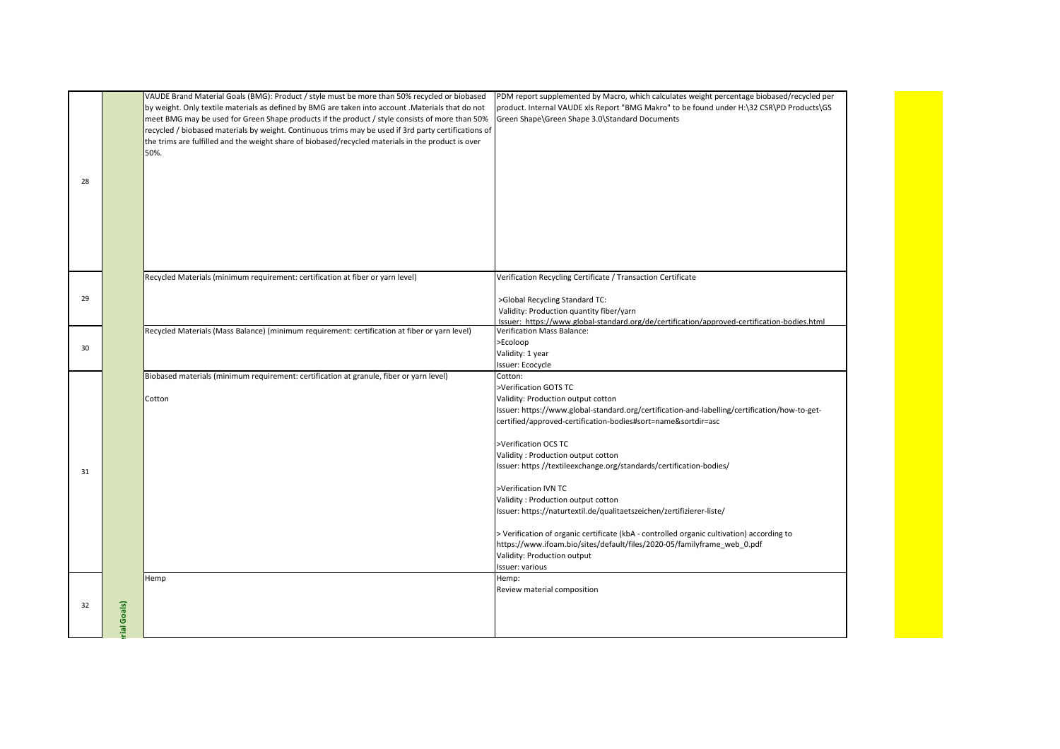| | | | |
|---|---|---|---|
| 28 | | VAUDE Brand Material Goals (BMG): Product / style must be more than 50% recycled or biobased by weight. Only textile materials as defined by BMG are taken into account .Materials that do not meet BMG may be used for Green Shape products if the product / style consists of more than 50% recycled / biobased materials by weight. Continuous trims may be used if 3rd party certifications of the trims are fulfilled and the weight share of biobased/recycled materials in the product is over 50%. | PDM report supplemented by Macro, which calculates weight percentage biobased/recycled per product. Internal VAUDE xls Report "BMG Makro" to be found under H:\32 CSR\PD Products\GS Green Shape\Green Shape 3.0\Standard Documents |
| 29 | | Recycled Materials (minimum requirement: certification at fiber or yarn level) | Verification Recycling Certificate / Transaction Certificate<br><br>>Global Recycling Standard TC:<br>Validity: Production quantity fiber/yarn<br>Issuer: https://www.global-standard.org/de/certification/approved-certification-bodies.html |
| 30 | | Recycled Materials (Mass Balance) (minimum requirement: certification at fiber or yarn level) | Verification Mass Balance:<br>>Ecoloop<br>Validity: 1 year<br>Issuer: Ecocycle |
| 31 | | Biobased materials (minimum requirement: certification at granule, fiber or yarn level)<br><br>Cotton | Cotton:<br>>Verification GOTS TC<br>Validity: Production output cotton<br>Issuer: https://www.global-standard.org/certification-and-labelling/certification/how-to-get-certified/approved-certification-bodies#sort=name&sortdir=asc<br><br>>Verification OCS TC<br>Validity : Production output cotton<br>Issuer: https //textileexchange.org/standards/certification-bodies/<br><br>>Verification IVN TC<br>Validity : Production output cotton<br>Issuer: https://naturtextil.de/qualitaetszeichen/zertifizierer-liste/<br><br>> Verification of organic certificate (kbA - controlled organic cultivation) according to https://www.ifoam.bio/sites/default/files/2020-05/familyframe_web_0.pdf<br>Validity: Production output<br>Issuer: various |
| 32 | erial Goals) | Hemp | Hemp:<br>Review material composition |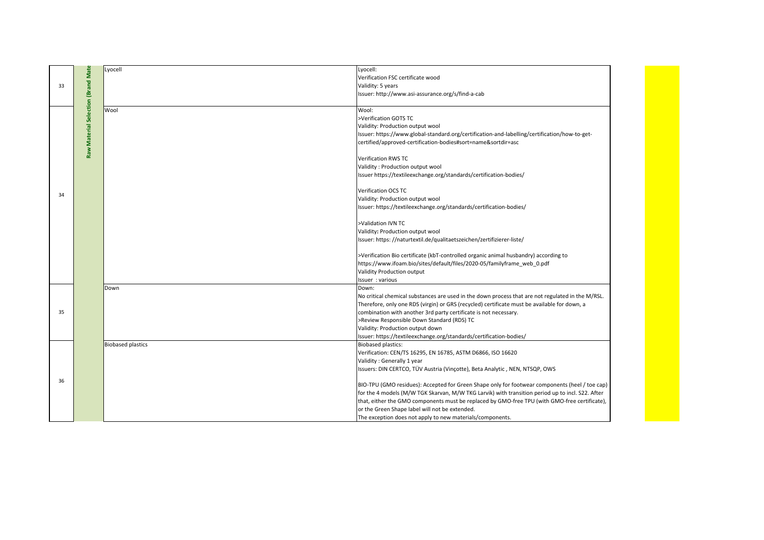| | | | |
|---|---|---|---|
| 33 | Raw Material Selection (Brand Mate | Lyocell | Lyocell:<br>Verification FSC certificate wood<br>Validity: 5 years<br>Issuer: http://www.asi-assurance.org/s/find-a-cab |
| 34 | | Wool | Wool:<br>>Verification GOTS TC<br>Validity: Production output wool<br>Issuer: https://www.global-standard.org/certification-and-labelling/certification/how-to-get-certified/approved-certification-bodies#sort=name&sortdir=asc<br><br>Verification RWS TC<br>Validity : Production output wool<br>Issuer https://textileexchange.org/standards/certification-bodies/<br><br>Verification OCS TC<br>Validity: Production output wool<br>Issuer: https://textileexchange.org/standards/certification-bodies/<br><br>>Validation IVN TC<br>Validity**:** Production output wool<br>Issuer: https: //naturtextil.de/qualitaetszeichen/zertifizierer-liste/<br><br>>Verification Bio certificate (kbT-controlled organic animal husbandry) according to https://www.ifoam.bio/sites/default/files/2020-05/familyframe_web_0.pdf<br>Validity Production output<br>Issuer : various |
| 35 | | Down | Down:<br>No critical chemical substances are used in the down process that are not regulated in the M/RSL. Therefore, only one RDS (virgin) or GRS (recycled) certificate must be available for down, a combination with another 3rd party certificate is not necessary.<br>>Review Responsible Down Standard (RDS) TC<br>Validity: Production output down<br>Issuer: https://textileexchange.org/standards/certification-bodies/ |
| 36 | | Biobased plastics | Biobased plastics:<br>Verification: CEN/TS 16295, EN 16785, ASTM D6866, ISO 16620<br>Validity : Generally 1 year<br>Issuers: DIN CERTCO, TÜV Austria (Vinçotte), Beta Analytic , NEN, NTSQP, OWS<br><br>BIO-TPU (GMO residues): Accepted for Green Shape only for footwear components (heel / toe cap) for the 4 models (M/W TGK Skarvan, M/W TKG Larvik) with transition period up to incl. S22. After that, either the GMO components must be replaced by GMO-free TPU (with GMO-free certificate), or the Green Shape label will not be extended.<br>The exception does not apply to new materials/components. |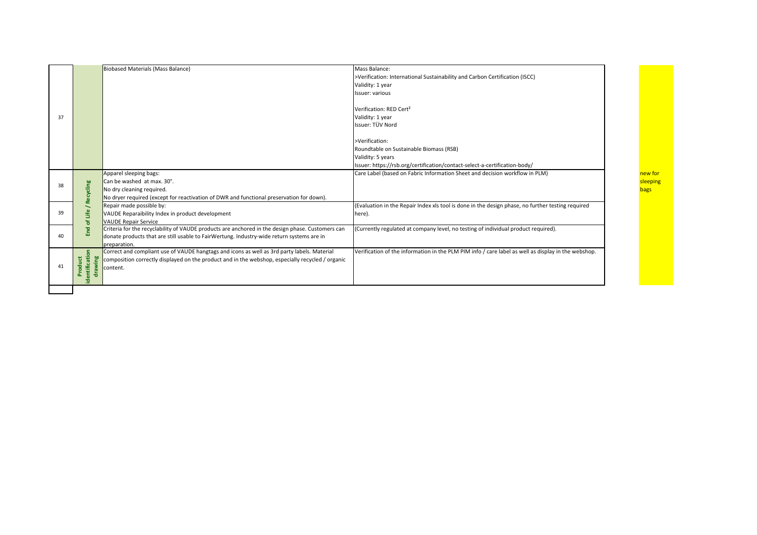| | | | | |
|---|---|---|---|---|
| 37 | | Biobased Materials (Mass Balance) | Mass Balance:<br>>Verification: International Sustainability and Carbon Certification (ISCC)<br>Validity: 1 year<br>Issuer: various<br><br>Verification: RED Cert²<br>Validity: 1 year<br>Issuer: TÜV Nord<br><br>>Verification:<br>Roundtable on Sustainable Biomass (RSB)<br>Validity: 5 years<br>Issuer: https://rsb.org/certification/contact-select-a-certification-body/ | |
| 38 | End of Life / Recycling | Apparel sleeping bags:<br>Can be washed at max. 30°.<br>No dry cleaning required.<br>No dryer required (except for reactivation of DWR and functional preservation for down). | Care Label (based on Fabric Information Sheet and decision workflow in PLM) | new for sleeping bags |
| 39 | End of Life / Recycling | Repair made possible by:<br>VAUDE Reparaibility Index in product development<br>VAUDE Repair Service | (Evaluation in the Repair Index xls tool is done in the design phase, no further testing required here). | |
| 40 | End of Life / Recycling | Criteria for the recyclability of VAUDE products are anchored in the design phase. Customers can donate products that are still usable to FairWertung. Industry-wide return systems are in preparation. | (Currently regulated at company level, no testing of individual product required). | |
| 41 | Product identification drawing | Correct and compliant use of VAUDE hangtags and icons as well as 3rd party labels. Material composition correctly displayed on the product and in the webshop, especially recycled / organic content. | Verification of the information in the PLM PIM info / care label as well as display in the webshop. | |